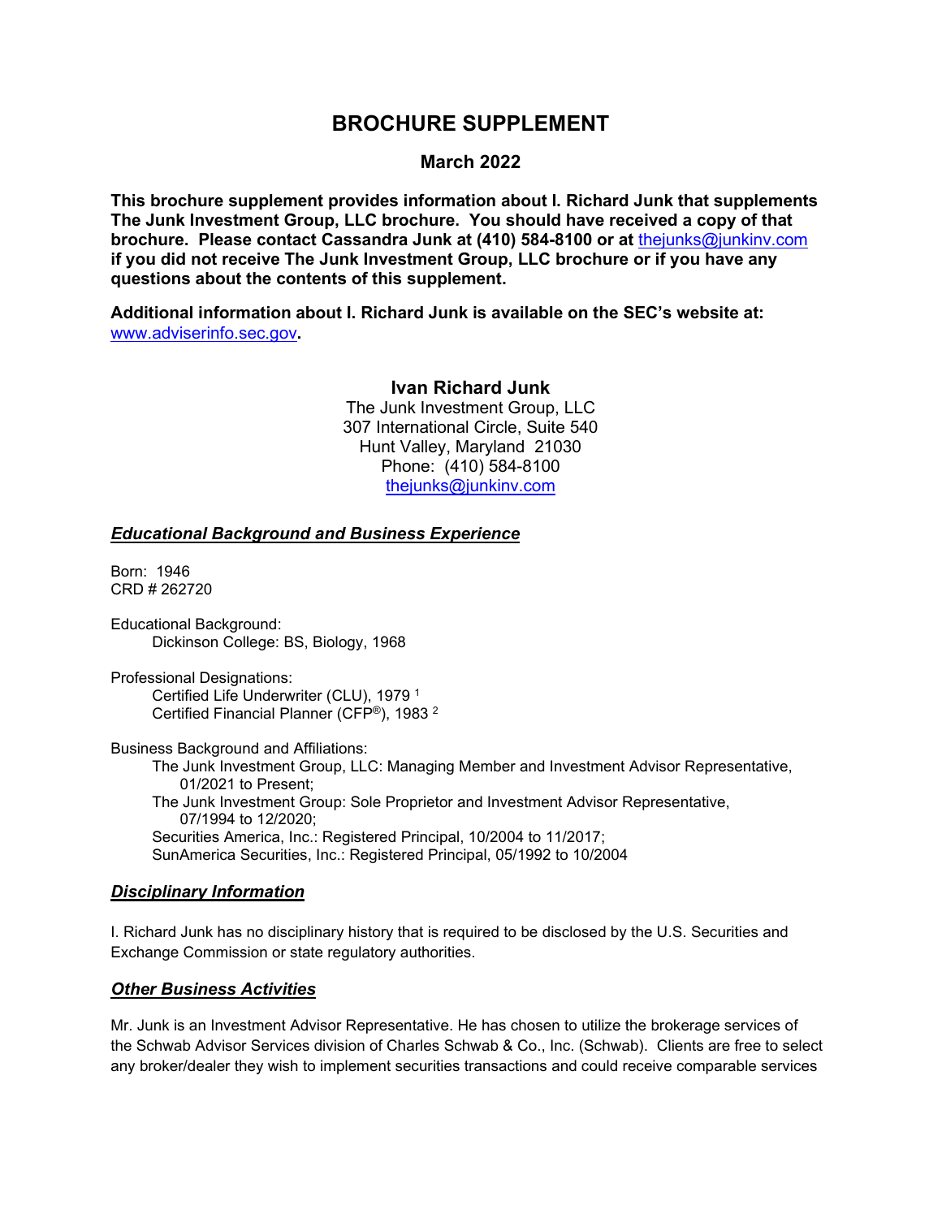# BROCHURE SUPPLEMENT

## March 2022

**This brochure supplement provides information about I. Richard Junk that supplements The Junk Investment Group, LLC brochure. You should have received a copy of that brochure. Please contact Cassandra Junk at (410) 584-8100 or at thejunks@junkinv.com if you did not receive The Junk Investment Group, LLC brochure or if you have any questions about the contents of this supplement.**

**Additional information about I. Richard Junk is available on the SEC's website at: www.adviserinfo.sec.gov.**

**Ivan Richard Junk**
The Junk Investment Group, LLC
307 International Circle, Suite 540
Hunt Valley, Maryland 21030
Phone: (410) 584-8100
thejunks@junkinv.com

### *Educational Background and Business Experience*

Born: 1946
CRD # 262720

Educational Background:
- Dickinson College: BS, Biology, 1968

Professional Designations:
- Certified Life Underwriter (CLU), 1979 [1]
- Certified Financial Planner (CFP®), 1983 [2]

Business Background and Affiliations:
- The Junk Investment Group, LLC: Managing Member and Investment Advisor Representative, 01/2021 to Present;
- The Junk Investment Group: Sole Proprietor and Investment Advisor Representative, 07/1994 to 12/2020;
- Securities America, Inc.: Registered Principal, 10/2004 to 11/2017;
- SunAmerica Securities, Inc.: Registered Principal, 05/1992 to 10/2004

### *Disciplinary Information*

I. Richard Junk has no disciplinary history that is required to be disclosed by the U.S. Securities and Exchange Commission or state regulatory authorities.

### *Other Business Activities*

Mr. Junk is an Investment Advisor Representative. He has chosen to utilize the brokerage services of the Schwab Advisor Services division of Charles Schwab & Co., Inc. (Schwab). Clients are free to select any broker/dealer they wish to implement securities transactions and could receive comparable services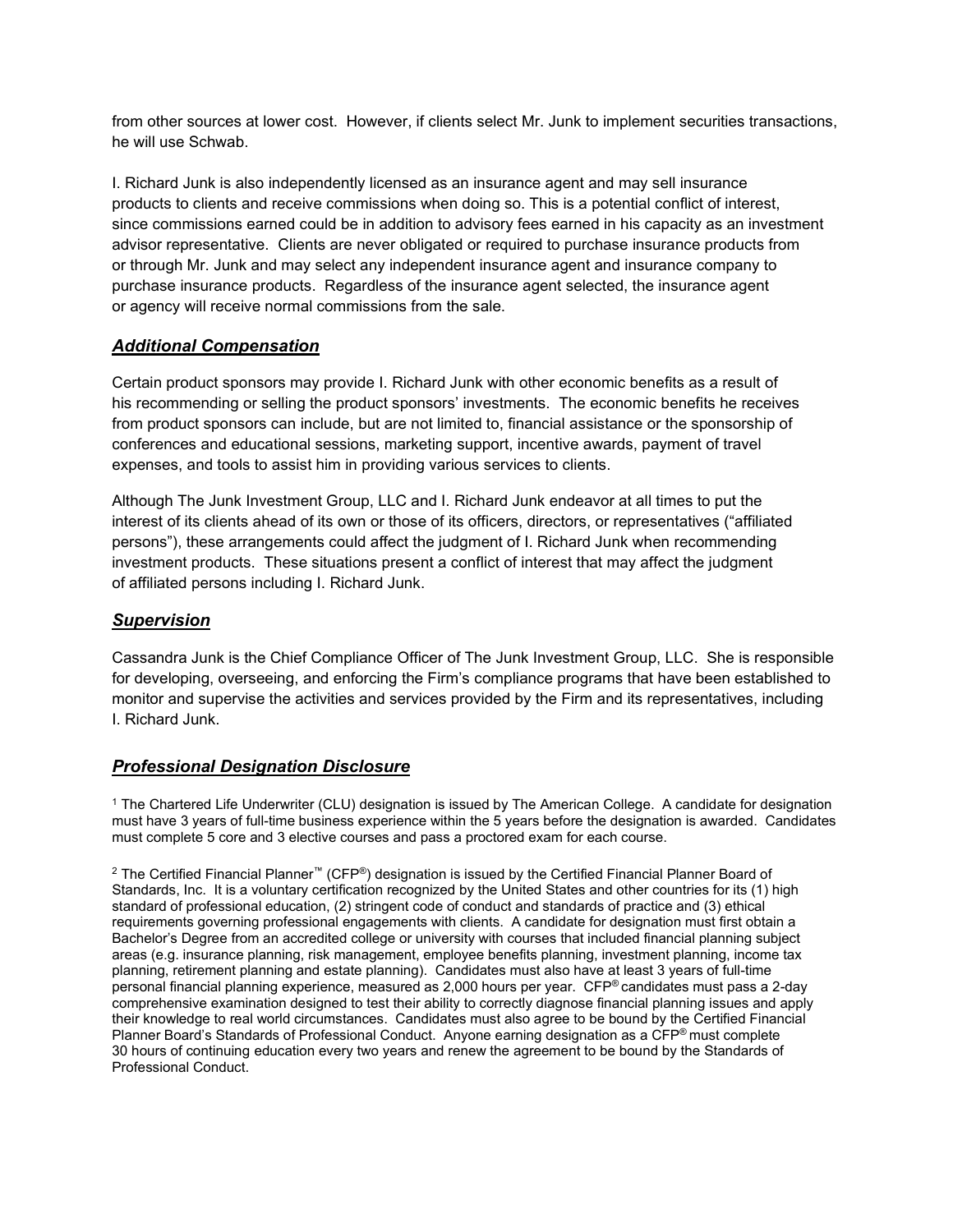from other sources at lower cost. However, if clients select Mr. Junk to implement securities transactions, he will use Schwab.

I. Richard Junk is also independently licensed as an insurance agent and may sell insurance products to clients and receive commissions when doing so. This is a potential conflict of interest, since commissions earned could be in addition to advisory fees earned in his capacity as an investment advisor representative. Clients are never obligated or required to purchase insurance products from or through Mr. Junk and may select any independent insurance agent and insurance company to purchase insurance products. Regardless of the insurance agent selected, the insurance agent or agency will receive normal commissions from the sale.

## ***Additional Compensation***

Certain product sponsors may provide I. Richard Junk with other economic benefits as a result of his recommending or selling the product sponsors' investments. The economic benefits he receives from product sponsors can include, but are not limited to, financial assistance or the sponsorship of conferences and educational sessions, marketing support, incentive awards, payment of travel expenses, and tools to assist him in providing various services to clients.

Although The Junk Investment Group, LLC and I. Richard Junk endeavor at all times to put the interest of its clients ahead of its own or those of its officers, directors, or representatives ("affiliated persons"), these arrangements could affect the judgment of I. Richard Junk when recommending investment products. These situations present a conflict of interest that may affect the judgment of affiliated persons including I. Richard Junk.

## ***Supervision***

Cassandra Junk is the Chief Compliance Officer of The Junk Investment Group, LLC. She is responsible for developing, overseeing, and enforcing the Firm's compliance programs that have been established to monitor and supervise the activities and services provided by the Firm and its representatives, including I. Richard Junk.

## ***Professional Designation Disclosure***

[1] The Chartered Life Underwriter (CLU) designation is issued by The American College. A candidate for designation must have 3 years of full-time business experience within the 5 years before the designation is awarded. Candidates must complete 5 core and 3 elective courses and pass a proctored exam for each course.

[2] The Certified Financial Planner™ (CFP®) designation is issued by the Certified Financial Planner Board of Standards, Inc. It is a voluntary certification recognized by the United States and other countries for its (1) high standard of professional education, (2) stringent code of conduct and standards of practice and (3) ethical requirements governing professional engagements with clients. A candidate for designation must first obtain a Bachelor's Degree from an accredited college or university with courses that included financial planning subject areas (e.g. insurance planning, risk management, employee benefits planning, investment planning, income tax planning, retirement planning and estate planning). Candidates must also have at least 3 years of full-time personal financial planning experience, measured as 2,000 hours per year. CFP® candidates must pass a 2-day comprehensive examination designed to test their ability to correctly diagnose financial planning issues and apply their knowledge to real world circumstances. Candidates must also agree to be bound by the Certified Financial Planner Board's Standards of Professional Conduct. Anyone earning designation as a CFP® must complete 30 hours of continuing education every two years and renew the agreement to be bound by the Standards of Professional Conduct.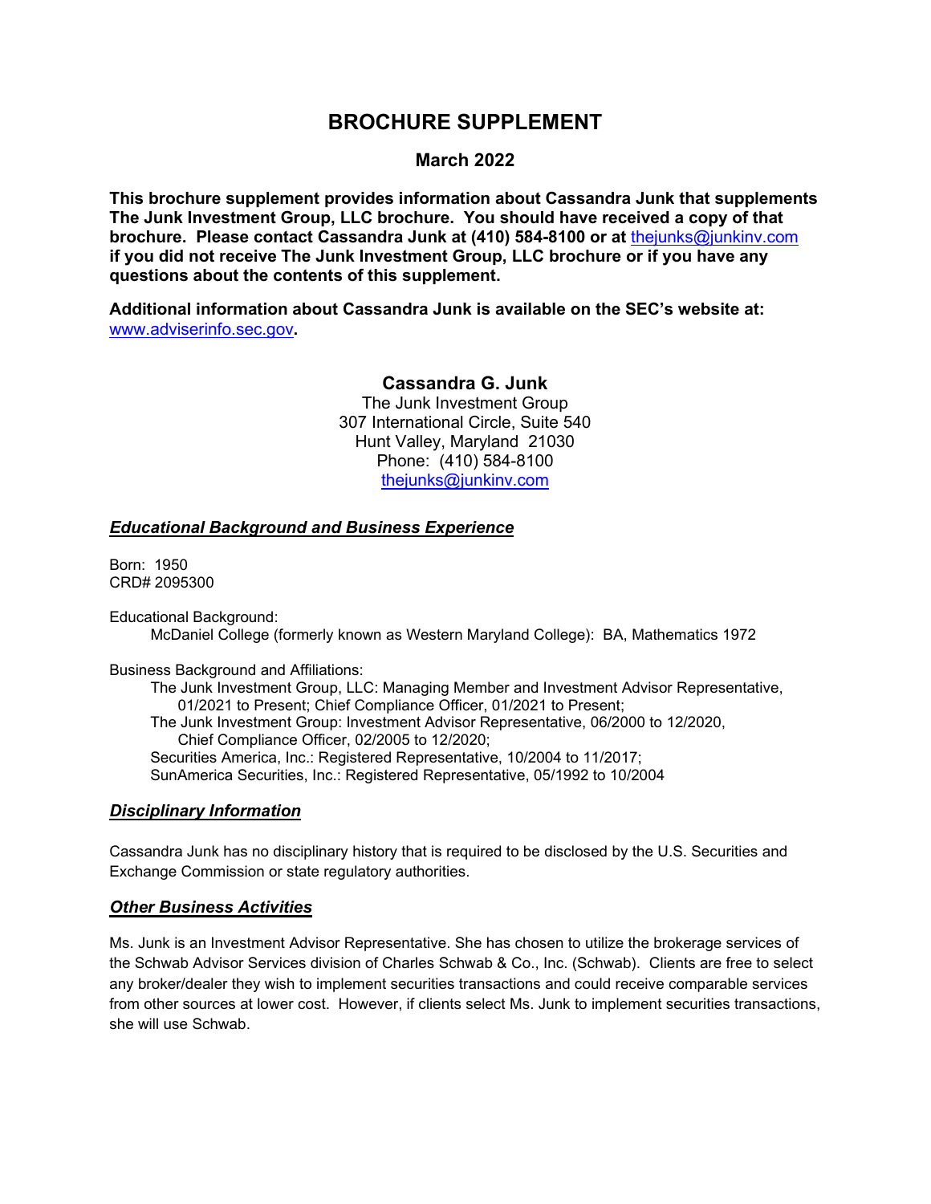# BROCHURE SUPPLEMENT

## March 2022

**This brochure supplement provides information about Cassandra Junk that supplements The Junk Investment Group, LLC brochure. You should have received a copy of that brochure. Please contact Cassandra Junk at (410) 584-8100 or at thejunks@junkinv.com if you did not receive The Junk Investment Group, LLC brochure or if you have any questions about the contents of this supplement.**

**Additional information about Cassandra Junk is available on the SEC's website at: www.adviserinfo.sec.gov.**

**Cassandra G. Junk**
The Junk Investment Group
307 International Circle, Suite 540
Hunt Valley, Maryland 21030
Phone: (410) 584-8100
thejunks@junkinv.com

### ***Educational Background and Business Experience***

Born: 1950
CRD# 2095300

Educational Background:

- McDaniel College (formerly known as Western Maryland College): BA, Mathematics 1972

Business Background and Affiliations:

- The Junk Investment Group, LLC: Managing Member and Investment Advisor Representative, 01/2021 to Present; Chief Compliance Officer, 01/2021 to Present;
- The Junk Investment Group: Investment Advisor Representative, 06/2000 to 12/2020, Chief Compliance Officer, 02/2005 to 12/2020;
- Securities America, Inc.: Registered Representative, 10/2004 to 11/2017;
- SunAmerica Securities, Inc.: Registered Representative, 05/1992 to 10/2004

### ***Disciplinary Information***

Cassandra Junk has no disciplinary history that is required to be disclosed by the U.S. Securities and Exchange Commission or state regulatory authorities.

### ***Other Business Activities***

Ms. Junk is an Investment Advisor Representative. She has chosen to utilize the brokerage services of the Schwab Advisor Services division of Charles Schwab & Co., Inc. (Schwab). Clients are free to select any broker/dealer they wish to implement securities transactions and could receive comparable services from other sources at lower cost. However, if clients select Ms. Junk to implement securities transactions, she will use Schwab.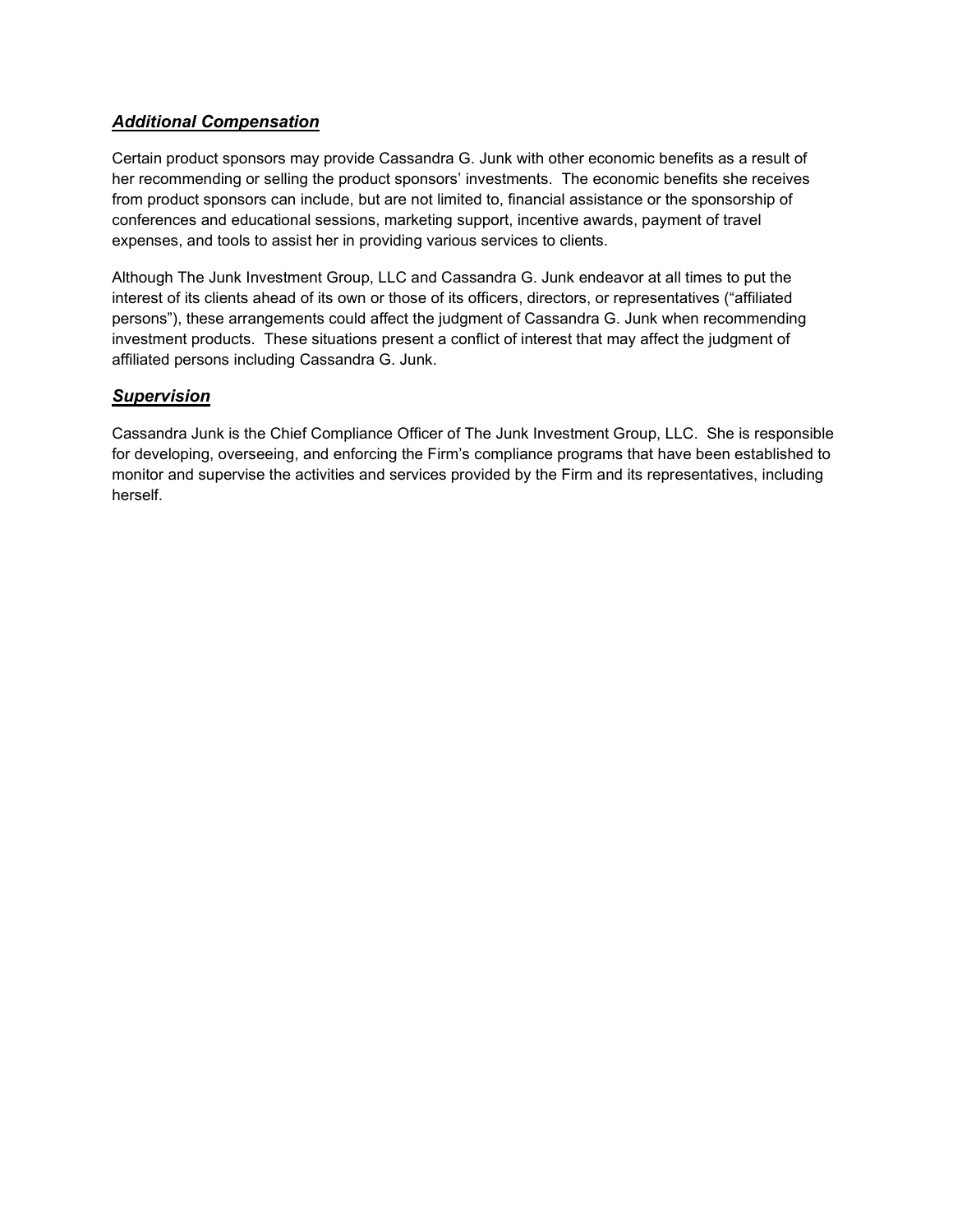### ***Additional Compensation***

Certain product sponsors may provide Cassandra G. Junk with other economic benefits as a result of her recommending or selling the product sponsors' investments. The economic benefits she receives from product sponsors can include, but are not limited to, financial assistance or the sponsorship of conferences and educational sessions, marketing support, incentive awards, payment of travel expenses, and tools to assist her in providing various services to clients.

Although The Junk Investment Group, LLC and Cassandra G. Junk endeavor at all times to put the interest of its clients ahead of its own or those of its officers, directors, or representatives ("affiliated persons"), these arrangements could affect the judgment of Cassandra G. Junk when recommending investment products. These situations present a conflict of interest that may affect the judgment of affiliated persons including Cassandra G. Junk.

### ***Supervision***

Cassandra Junk is the Chief Compliance Officer of The Junk Investment Group, LLC. She is responsible for developing, overseeing, and enforcing the Firm's compliance programs that have been established to monitor and supervise the activities and services provided by the Firm and its representatives, including herself.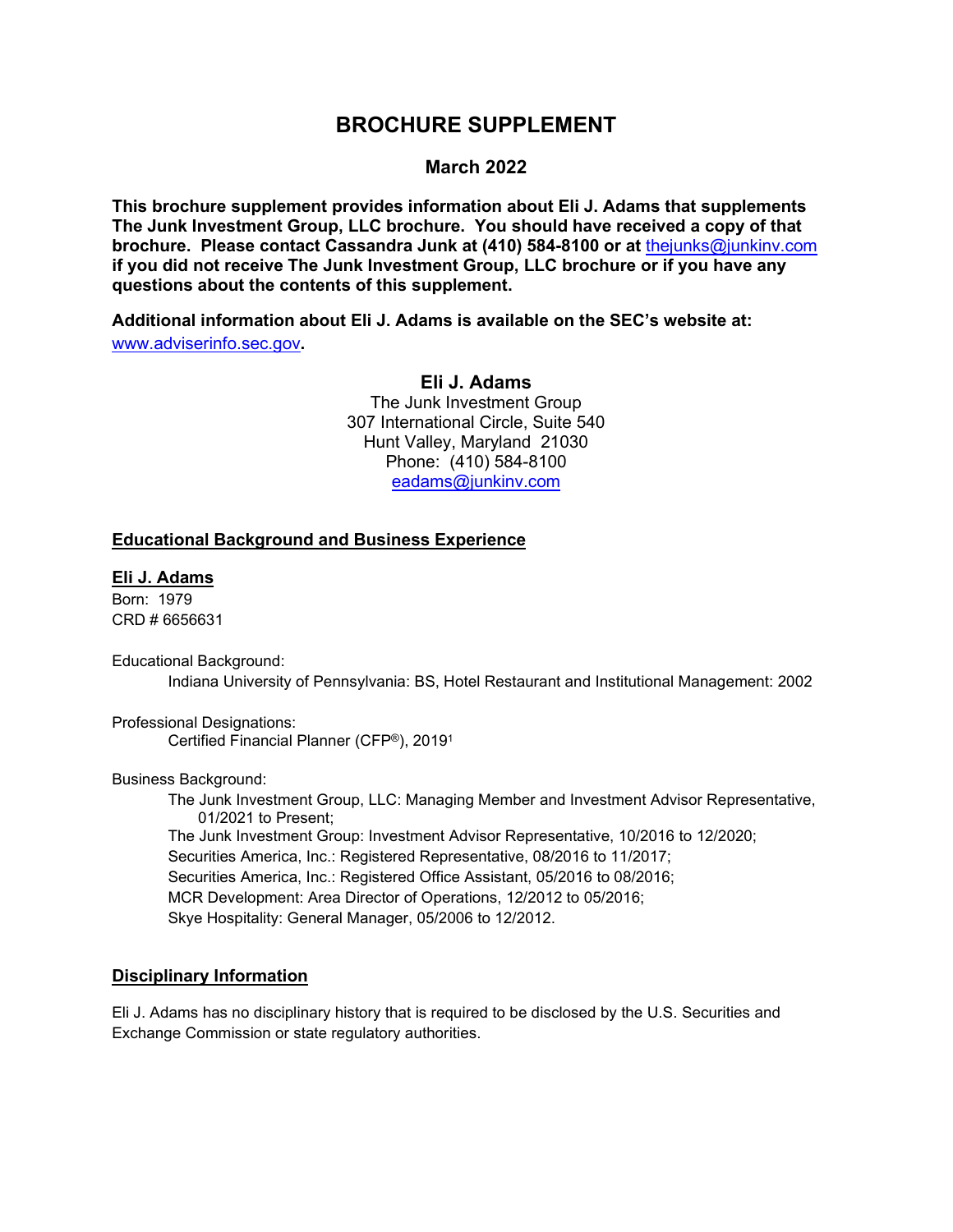# BROCHURE SUPPLEMENT

## March 2022

**This brochure supplement provides information about Eli J. Adams that supplements The Junk Investment Group, LLC brochure. You should have received a copy of that brochure. Please contact Cassandra Junk at (410) 584-8100 or at thejunks@junkinv.com if you did not receive The Junk Investment Group, LLC brochure or if you have any questions about the contents of this supplement.**

**Additional information about Eli J. Adams is available on the SEC's website at:** www.adviserinfo.sec.gov**.**

**Eli J. Adams**
The Junk Investment Group
307 International Circle, Suite 540
Hunt Valley, Maryland 21030
Phone: (410) 584-8100
eadams@junkinv.com

## Educational Background and Business Experience

**Eli J. Adams**
Born: 1979
CRD # 6656631

Educational Background:

Indiana University of Pennsylvania: BS, Hotel Restaurant and Institutional Management: 2002

Professional Designations:

Certified Financial Planner (CFP®), 2019[1]

Business Background:

The Junk Investment Group, LLC: Managing Member and Investment Advisor Representative, 01/2021 to Present;
The Junk Investment Group: Investment Advisor Representative, 10/2016 to 12/2020;
Securities America, Inc.: Registered Representative, 08/2016 to 11/2017;
Securities America, Inc.: Registered Office Assistant, 05/2016 to 08/2016;
MCR Development: Area Director of Operations, 12/2012 to 05/2016;
Skye Hospitality: General Manager, 05/2006 to 12/2012.

## Disciplinary Information

Eli J. Adams has no disciplinary history that is required to be disclosed by the U.S. Securities and Exchange Commission or state regulatory authorities.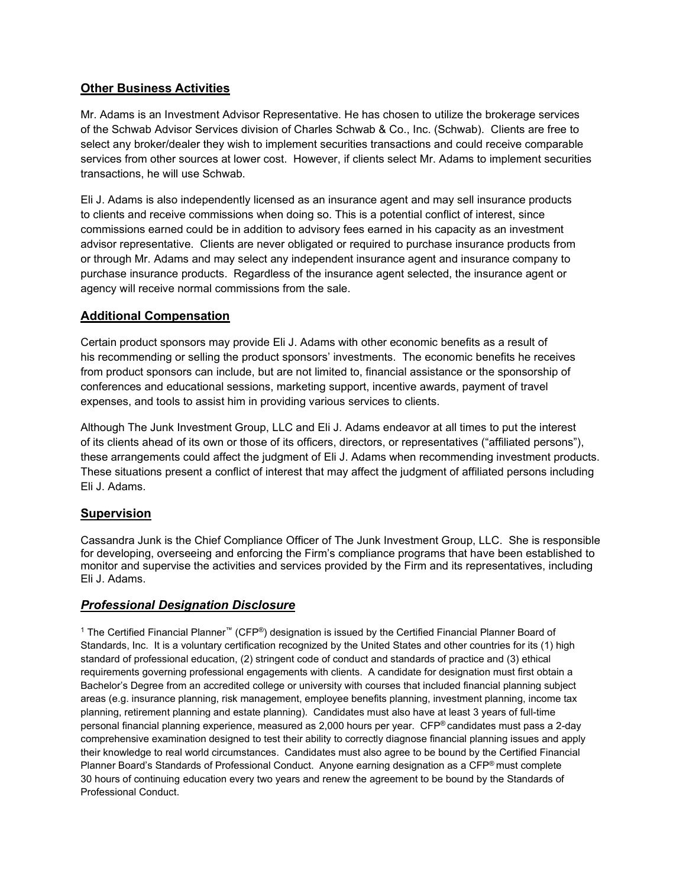## Other Business Activities

Mr. Adams is an Investment Advisor Representative. He has chosen to utilize the brokerage services of the Schwab Advisor Services division of Charles Schwab & Co., Inc. (Schwab). Clients are free to select any broker/dealer they wish to implement securities transactions and could receive comparable services from other sources at lower cost. However, if clients select Mr. Adams to implement securities transactions, he will use Schwab.

Eli J. Adams is also independently licensed as an insurance agent and may sell insurance products to clients and receive commissions when doing so. This is a potential conflict of interest, since commissions earned could be in addition to advisory fees earned in his capacity as an investment advisor representative. Clients are never obligated or required to purchase insurance products from or through Mr. Adams and may select any independent insurance agent and insurance company to purchase insurance products. Regardless of the insurance agent selected, the insurance agent or agency will receive normal commissions from the sale.

## Additional Compensation

Certain product sponsors may provide Eli J. Adams with other economic benefits as a result of his recommending or selling the product sponsors' investments. The economic benefits he receives from product sponsors can include, but are not limited to, financial assistance or the sponsorship of conferences and educational sessions, marketing support, incentive awards, payment of travel expenses, and tools to assist him in providing various services to clients.

Although The Junk Investment Group, LLC and Eli J. Adams endeavor at all times to put the interest of its clients ahead of its own or those of its officers, directors, or representatives ("affiliated persons"), these arrangements could affect the judgment of Eli J. Adams when recommending investment products. These situations present a conflict of interest that may affect the judgment of affiliated persons including Eli J. Adams.

## Supervision

Cassandra Junk is the Chief Compliance Officer of The Junk Investment Group, LLC. She is responsible for developing, overseeing and enforcing the Firm's compliance programs that have been established to monitor and supervise the activities and services provided by the Firm and its representatives, including Eli J. Adams.

## ***Professional Designation Disclosure***

[1] The Certified Financial Planner™ (CFP®) designation is issued by the Certified Financial Planner Board of Standards, Inc. It is a voluntary certification recognized by the United States and other countries for its (1) high standard of professional education, (2) stringent code of conduct and standards of practice and (3) ethical requirements governing professional engagements with clients. A candidate for designation must first obtain a Bachelor's Degree from an accredited college or university with courses that included financial planning subject areas (e.g. insurance planning, risk management, employee benefits planning, investment planning, income tax planning, retirement planning and estate planning). Candidates must also have at least 3 years of full-time personal financial planning experience, measured as 2,000 hours per year. CFP® candidates must pass a 2-day comprehensive examination designed to test their ability to correctly diagnose financial planning issues and apply their knowledge to real world circumstances. Candidates must also agree to be bound by the Certified Financial Planner Board's Standards of Professional Conduct. Anyone earning designation as a CFP® must complete 30 hours of continuing education every two years and renew the agreement to be bound by the Standards of Professional Conduct.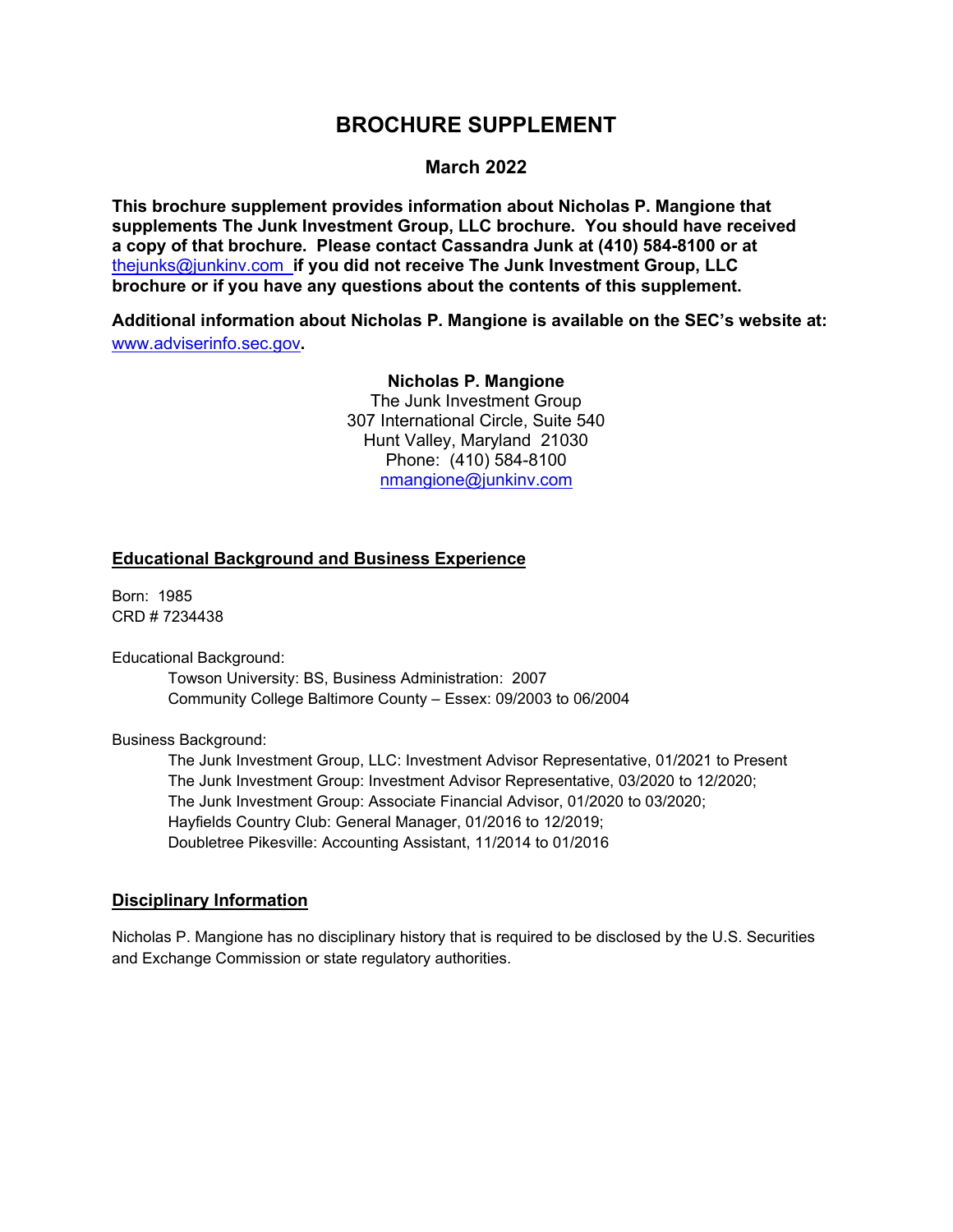# BROCHURE SUPPLEMENT

**March 2022**

**This brochure supplement provides information about Nicholas P. Mangione that supplements The Junk Investment Group, LLC brochure. You should have received a copy of that brochure. Please contact Cassandra Junk at (410) 584-8100 or at thejunks@junkinv.com if you did not receive The Junk Investment Group, LLC brochure or if you have any questions about the contents of this supplement.**

**Additional information about Nicholas P. Mangione is available on the SEC's website at:** www.adviserinfo.sec.gov**.**

**Nicholas P. Mangione**
The Junk Investment Group
307 International Circle, Suite 540
Hunt Valley, Maryland 21030
Phone: (410) 584-8100
nmangione@junkinv.com

## Educational Background and Business Experience

Born: 1985
CRD # 7234438

Educational Background:

- Towson University: BS, Business Administration: 2007
- Community College Baltimore County – Essex: 09/2003 to 06/2004

Business Background:

- The Junk Investment Group, LLC: Investment Advisor Representative, 01/2021 to Present
- The Junk Investment Group: Investment Advisor Representative, 03/2020 to 12/2020;
- The Junk Investment Group: Associate Financial Advisor, 01/2020 to 03/2020;
- Hayfields Country Club: General Manager, 01/2016 to 12/2019;
- Doubletree Pikesville: Accounting Assistant, 11/2014 to 01/2016

## Disciplinary Information

Nicholas P. Mangione has no disciplinary history that is required to be disclosed by the U.S. Securities and Exchange Commission or state regulatory authorities.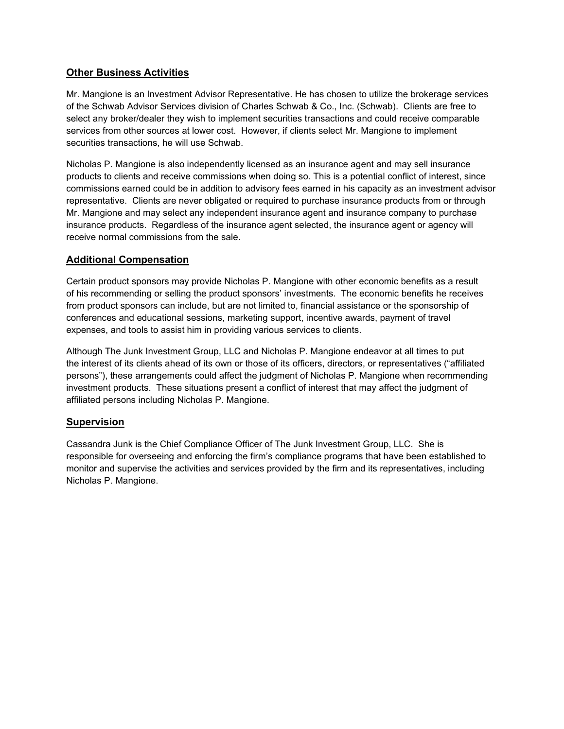## Other Business Activities

Mr. Mangione is an Investment Advisor Representative. He has chosen to utilize the brokerage services of the Schwab Advisor Services division of Charles Schwab & Co., Inc. (Schwab). Clients are free to select any broker/dealer they wish to implement securities transactions and could receive comparable services from other sources at lower cost. However, if clients select Mr. Mangione to implement securities transactions, he will use Schwab.

Nicholas P. Mangione is also independently licensed as an insurance agent and may sell insurance products to clients and receive commissions when doing so. This is a potential conflict of interest, since commissions earned could be in addition to advisory fees earned in his capacity as an investment advisor representative. Clients are never obligated or required to purchase insurance products from or through Mr. Mangione and may select any independent insurance agent and insurance company to purchase insurance products. Regardless of the insurance agent selected, the insurance agent or agency will receive normal commissions from the sale.

## Additional Compensation

Certain product sponsors may provide Nicholas P. Mangione with other economic benefits as a result of his recommending or selling the product sponsors' investments. The economic benefits he receives from product sponsors can include, but are not limited to, financial assistance or the sponsorship of conferences and educational sessions, marketing support, incentive awards, payment of travel expenses, and tools to assist him in providing various services to clients.

Although The Junk Investment Group, LLC and Nicholas P. Mangione endeavor at all times to put the interest of its clients ahead of its own or those of its officers, directors, or representatives ("affiliated persons"), these arrangements could affect the judgment of Nicholas P. Mangione when recommending investment products. These situations present a conflict of interest that may affect the judgment of affiliated persons including Nicholas P. Mangione.

## Supervision

Cassandra Junk is the Chief Compliance Officer of The Junk Investment Group, LLC. She is responsible for overseeing and enforcing the firm's compliance programs that have been established to monitor and supervise the activities and services provided by the firm and its representatives, including Nicholas P. Mangione.